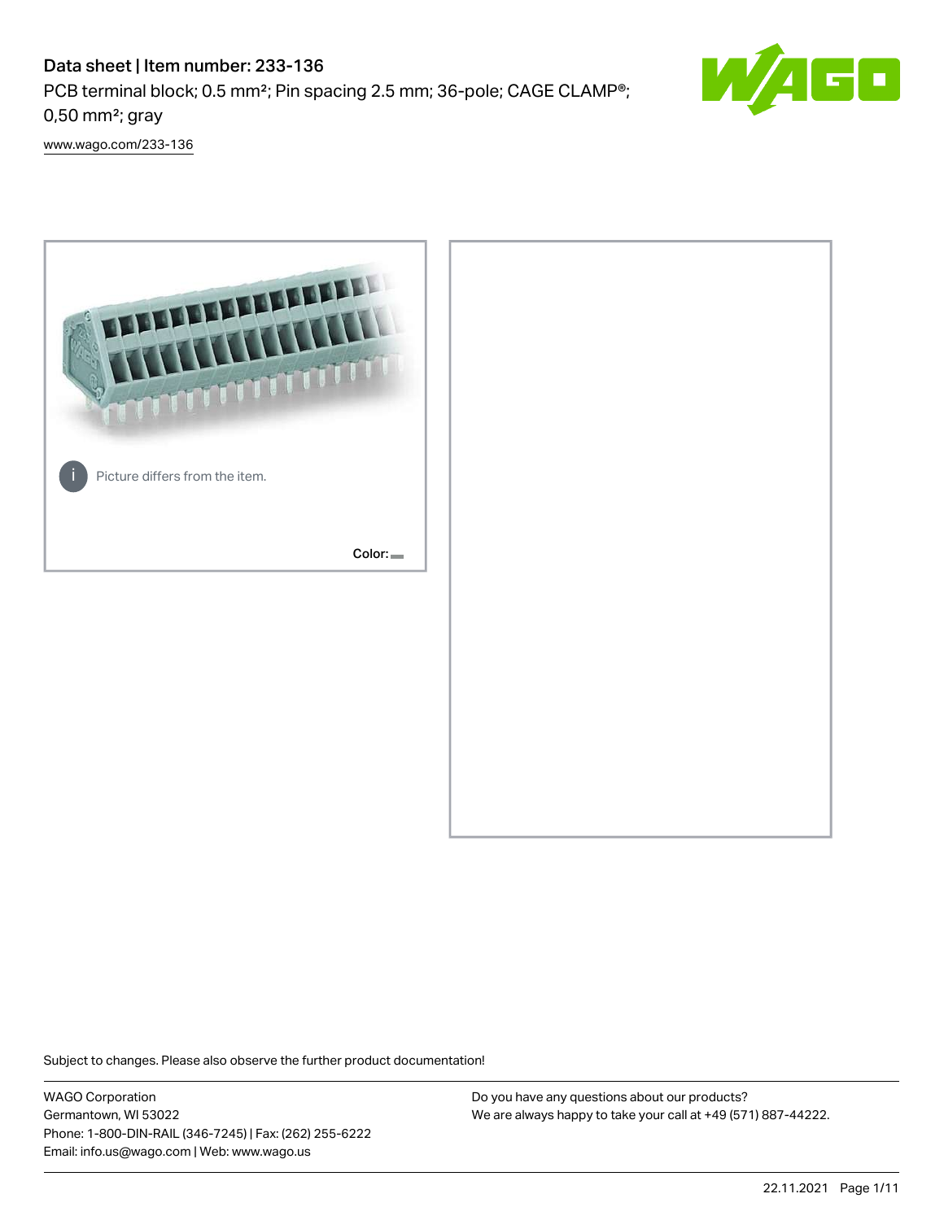# Data sheet | Item number: 233-136

PCB terminal block; 0.5 mm²; Pin spacing 2.5 mm; 36-pole; CAGE CLAMP®; 0,50 mm²; gray

[www.wago.com/233-136](www.wago.com/233-136)

Picture differs from the item.

Color:

Subject to changes. Please also observe the further product documentation!

WAGO Corporation
Germantown, WI 53022
Phone: 1-800-DIN-RAIL (346-7245) | Fax: (262) 255-6222
Email: info.us@wago.com | Web: www.wago.us

Do you have any questions about our products?
We are always happy to take your call at +49 (571) 887-44222.

22.11.2021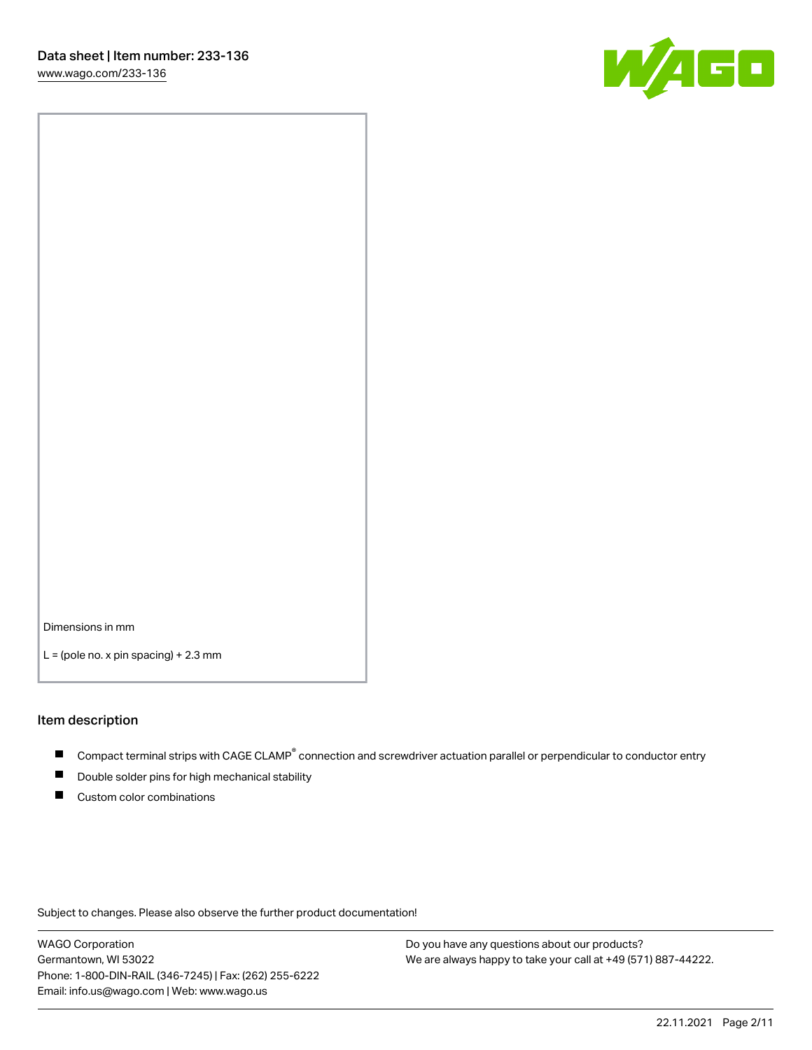Dimensions in mm

L = (pole no. x pin spacing) + 2.3 mm

## Item description

- Compact terminal strips with CAGE CLAMP® connection and screwdriver actuation parallel or perpendicular to conductor entry
- Double solder pins for high mechanical stability
- Custom color combinations

Subject to changes. Please also observe the further product documentation!

WAGO Corporation
Germantown, WI 53022
Phone: 1-800-DIN-RAIL (346-7245) | Fax: (262) 255-6222
Email: info.us@wago.com | Web: www.wago.us

Do you have any questions about our products?
We are always happy to take your call at +49 (571) 887-44222.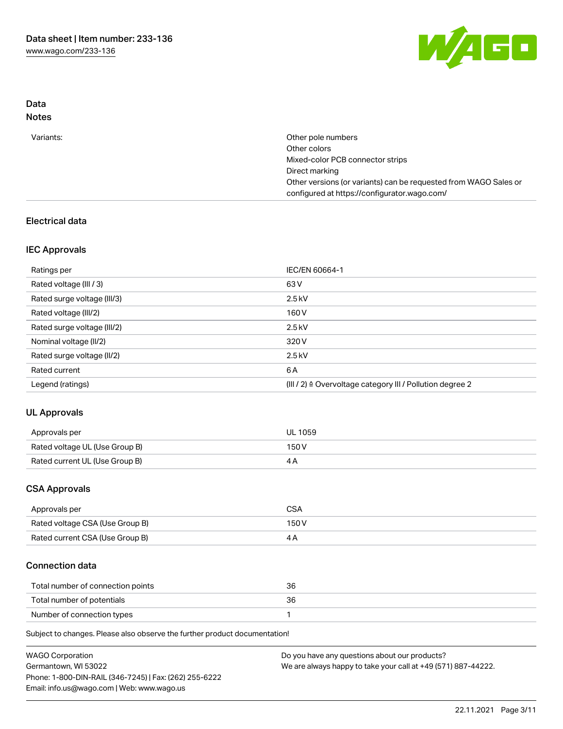## Data

### Notes

| | |
|---|---|
| Variants: | Other pole numbers<br>Other colors<br>Mixed-color PCB connector strips<br>Direct marking<br>Other versions (or variants) can be requested from WAGO Sales or configured at https://configurator.wago.com/ |

## Electrical data

### IEC Approvals

| | |
|---|---|
| Ratings per | IEC/EN 60664-1 |
| Rated voltage (III / 3) | 63 V |
| Rated surge voltage (III/3) | 2.5 kV |
| Rated voltage (III/2) | 160 V |
| Rated surge voltage (III/2) | 2.5 kV |
| Nominal voltage (II/2) | 320 V |
| Rated surge voltage (II/2) | 2.5 kV |
| Rated current | 6 A |
| Legend (ratings) | (III / 2) ≙ Overvoltage category III / Pollution degree 2 |

### UL Approvals

| | |
|---|---|
| Approvals per | UL 1059 |
| Rated voltage UL (Use Group B) | 150 V |
| Rated current UL (Use Group B) | 4 A |

### CSA Approvals

| | |
|---|---|
| Approvals per | CSA |
| Rated voltage CSA (Use Group B) | 150 V |
| Rated current CSA (Use Group B) | 4 A |

### Connection data

| | |
|---|---|
| Total number of connection points | 36 |
| Total number of potentials | 36 |
| Number of connection types | 1 |

Subject to changes. Please also observe the further product documentation!

WAGO Corporation
Germantown, WI 53022
Phone: 1-800-DIN-RAIL (346-7245) | Fax: (262) 255-6222
Email: info.us@wago.com | Web: www.wago.us

Do you have any questions about our products?
We are always happy to take your call at +49 (571) 887-44222.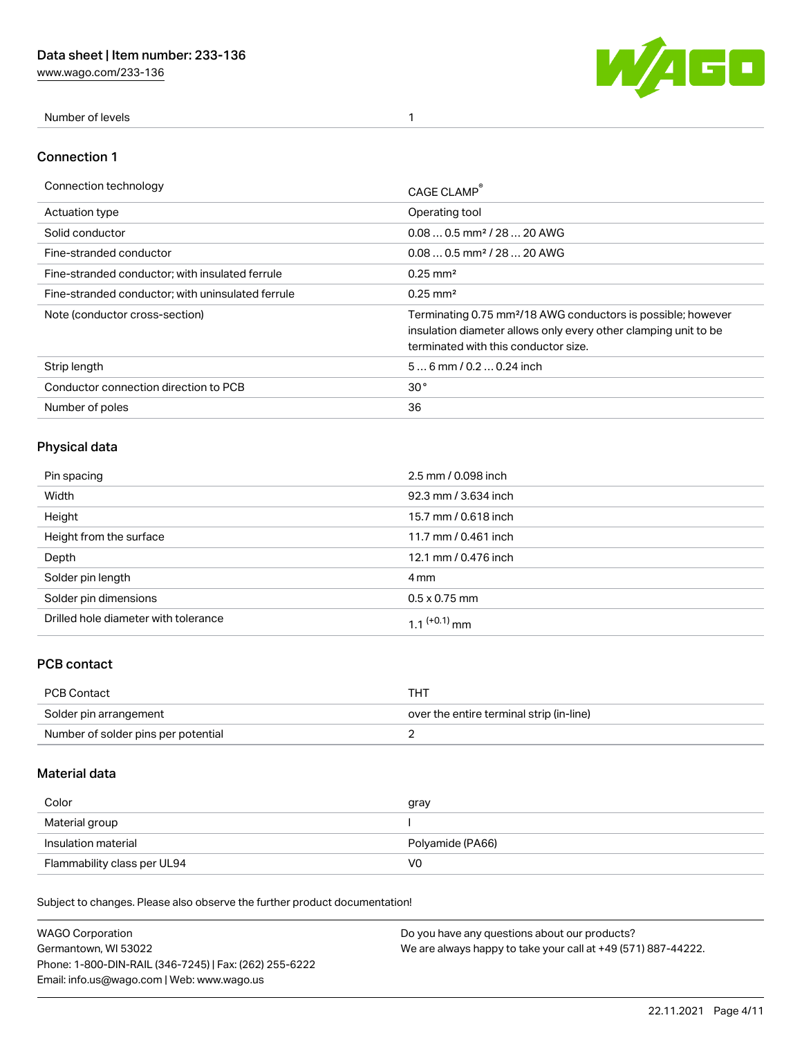| Number of levels | 1 |
| --- | --- |

## Connection 1

| Connection technology | CAGE CLAMP® |
| --- | --- |
| Actuation type | Operating tool |
| Solid conductor | 0.08 … 0.5 mm² / 28 … 20 AWG |
| Fine-stranded conductor | 0.08 … 0.5 mm² / 28 … 20 AWG |
| Fine-stranded conductor; with insulated ferrule | 0.25 mm² |
| Fine-stranded conductor; with uninsulated ferrule | 0.25 mm² |
| Note (conductor cross-section) | Terminating 0.75 mm²/18 AWG conductors is possible; however insulation diameter allows only every other clamping unit to be terminated with this conductor size. |
| Strip length | 5 … 6 mm / 0.2 … 0.24 inch |
| Conductor connection direction to PCB | 30° |
| Number of poles | 36 |

## Physical data

| Pin spacing | 2.5 mm / 0.098 inch |
| --- | --- |
| Width | 92.3 mm / 3.634 inch |
| Height | 15.7 mm / 0.618 inch |
| Height from the surface | 11.7 mm / 0.461 inch |
| Depth | 12.1 mm / 0.476 inch |
| Solder pin length | 4 mm |
| Solder pin dimensions | 0.5 x 0.75 mm |
| Drilled hole diameter with tolerance | $1.1^{(+0.1)}$ mm |

## PCB contact

| PCB Contact | THT |
| --- | --- |
| Solder pin arrangement | over the entire terminal strip (in-line) |
| Number of solder pins per potential | 2 |

## Material data

| Color | gray |
| --- | --- |
| Material group | I |
| Insulation material | Polyamide (PA66) |
| Flammability class per UL94 | V0 |

Subject to changes. Please also observe the further product documentation!

WAGO Corporation
Germantown, WI 53022
Phone: 1-800-DIN-RAIL (346-7245) | Fax: (262) 255-6222
Email: info.us@wago.com | Web: www.wago.us

Do you have any questions about our products?
We are always happy to take your call at +49 (571) 887-44222.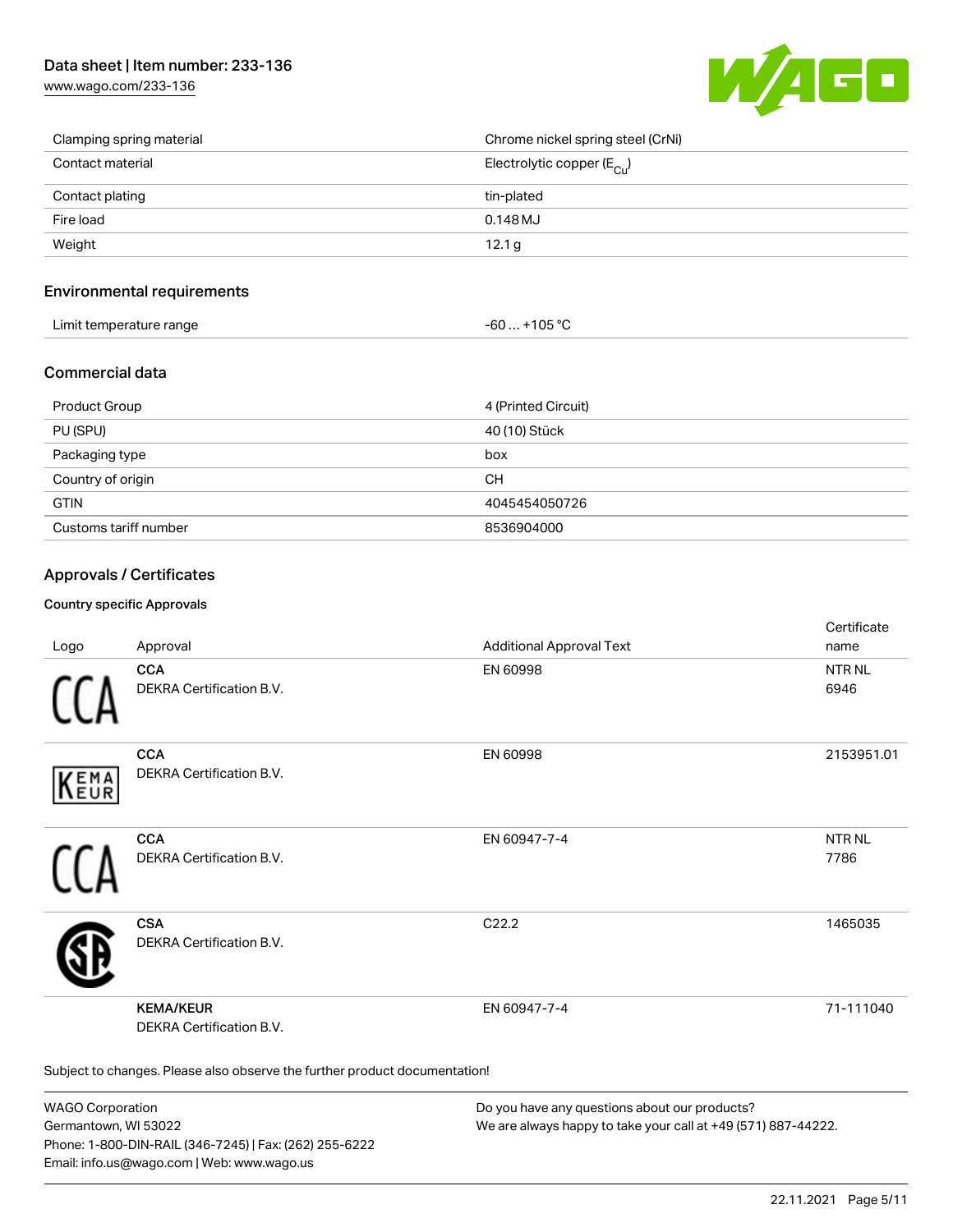| | |
|---|---|
| Clamping spring material | Chrome nickel spring steel (CrNi) |
| Contact material | Electrolytic copper ($E_{Cu}$) |
| Contact plating | tin-plated |
| Fire load | 0.148 MJ |
| Weight | 12.1 g |

## Environmental requirements

| | |
|---|---|
| Limit temperature range | -60 … +105 °C |

## Commercial data

| | |
|---|---|
| Product Group | 4 (Printed Circuit) |
| PU (SPU) | 40 (10) Stück |
| Packaging type | box |
| Country of origin | CH |
| GTIN | 4045454050726 |
| Customs tariff number | 8536904000 |

## Approvals / Certificates

### Country specific Approvals

| Logo | Approval | Additional Approval Text | Certificate name |
|---|---|---|---|
| | **CCA**<br>DEKRA Certification B.V. | EN 60998 | NTR NL 6946 |
| | **CCA**<br>DEKRA Certification B.V. | EN 60998 | 2153951.01 |
| | **CCA**<br>DEKRA Certification B.V. | EN 60947-7-4 | NTR NL 7786 |
| | **CSA**<br>DEKRA Certification B.V. | C22.2 | 1465035 |
| | **KEMA/KEUR**<br>DEKRA Certification B.V. | EN 60947-7-4 | 71-111040 |

Subject to changes. Please also observe the further product documentation!

WAGO Corporation
Germantown, WI 53022
Phone: 1-800-DIN-RAIL (346-7245) | Fax: (262) 255-6222
Email: info.us@wago.com | Web: www.wago.us

Do you have any questions about our products?
We are always happy to take your call at +49 (571) 887-44222.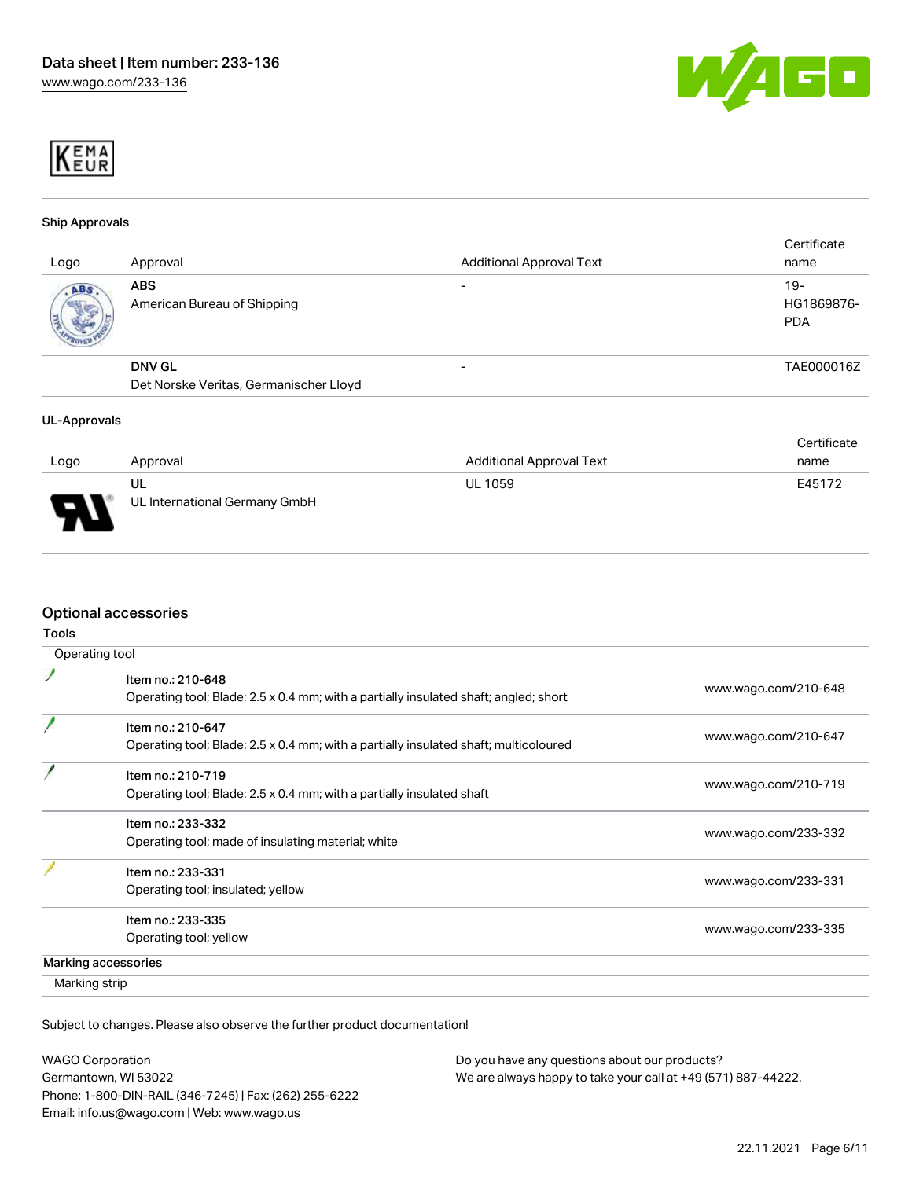KEMA EUR

### Ship Approvals

| Logo | Approval | Additional Approval Text | Certificate name |
| --- | --- | --- | --- |
| | **ABS**<br>American Bureau of Shipping | - | 19-HG1869876-PDA |
| | **DNV GL**<br>Det Norske Veritas, Germanischer Lloyd | - | TAE000016Z |

### UL-Approvals

| Logo | Approval | Additional Approval Text | Certificate name |
| --- | --- | --- | --- |
| | **UL**<br>UL International Germany GmbH | UL 1059 | E45172 |

## Optional accessories

### Tools

Operating tool

| | Item | Link |
| --- | --- | --- |
| | Item no.: 210-648<br>Operating tool; Blade: 2.5 x 0.4 mm; with a partially insulated shaft; angled; short | www.wago.com/210-648 |
| | Item no.: 210-647<br>Operating tool; Blade: 2.5 x 0.4 mm; with a partially insulated shaft; multicoloured | www.wago.com/210-647 |
| | Item no.: 210-719<br>Operating tool; Blade: 2.5 x 0.4 mm; with a partially insulated shaft | www.wago.com/210-719 |
| | Item no.: 233-332<br>Operating tool; made of insulating material; white | www.wago.com/233-332 |
| | Item no.: 233-331<br>Operating tool; insulated; yellow | www.wago.com/233-331 |
| | Item no.: 233-335<br>Operating tool; yellow | www.wago.com/233-335 |

### Marking accessories

Marking strip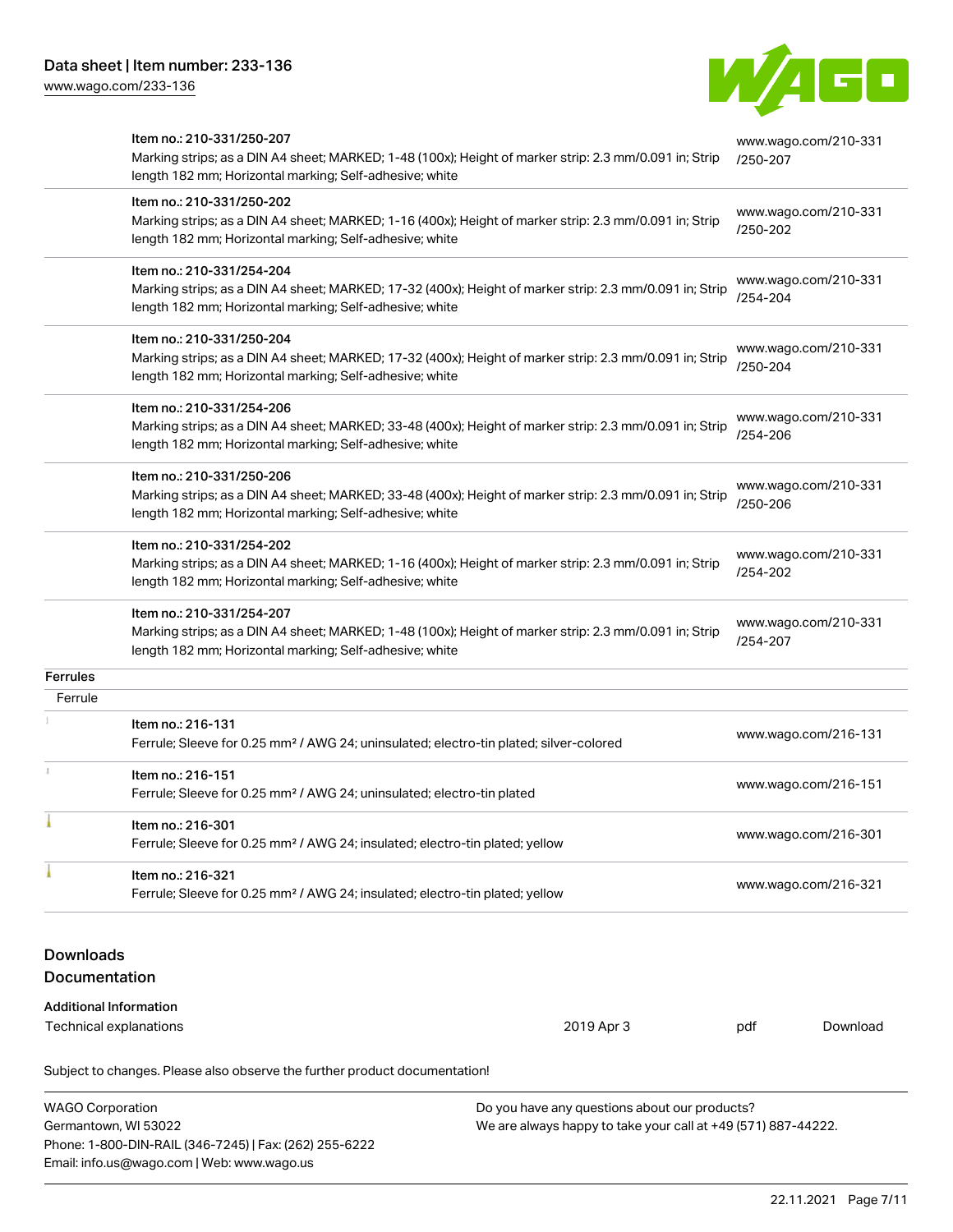| | | |
|---|---|---|
| | Item no.: 210-331/250-207<br>Marking strips; as a DIN A4 sheet; MARKED; 1-48 (100x); Height of marker strip: 2.3 mm/0.091 in; Strip length 182 mm; Horizontal marking; Self-adhesive; white | www.wago.com/210-331/250-207 |
| | Item no.: 210-331/250-202<br>Marking strips; as a DIN A4 sheet; MARKED; 1-16 (400x); Height of marker strip: 2.3 mm/0.091 in; Strip length 182 mm; Horizontal marking; Self-adhesive; white | www.wago.com/210-331/250-202 |
| | Item no.: 210-331/254-204<br>Marking strips; as a DIN A4 sheet; MARKED; 17-32 (400x); Height of marker strip: 2.3 mm/0.091 in; Strip length 182 mm; Horizontal marking; Self-adhesive; white | www.wago.com/210-331/254-204 |
| | Item no.: 210-331/250-204<br>Marking strips; as a DIN A4 sheet; MARKED; 17-32 (400x); Height of marker strip: 2.3 mm/0.091 in; Strip length 182 mm; Horizontal marking; Self-adhesive; white | www.wago.com/210-331/250-204 |
| | Item no.: 210-331/254-206<br>Marking strips; as a DIN A4 sheet; MARKED; 33-48 (400x); Height of marker strip: 2.3 mm/0.091 in; Strip length 182 mm; Horizontal marking; Self-adhesive; white | www.wago.com/210-331/254-206 |
| | Item no.: 210-331/250-206<br>Marking strips; as a DIN A4 sheet; MARKED; 33-48 (400x); Height of marker strip: 2.3 mm/0.091 in; Strip length 182 mm; Horizontal marking; Self-adhesive; white | www.wago.com/210-331/250-206 |
| | Item no.: 210-331/254-202<br>Marking strips; as a DIN A4 sheet; MARKED; 1-16 (400x); Height of marker strip: 2.3 mm/0.091 in; Strip length 182 mm; Horizontal marking; Self-adhesive; white | www.wago.com/210-331/254-202 |
| | Item no.: 210-331/254-207<br>Marking strips; as a DIN A4 sheet; MARKED; 1-48 (100x); Height of marker strip: 2.3 mm/0.091 in; Strip length 182 mm; Horizontal marking; Self-adhesive; white | www.wago.com/210-331/254-207 |
| **Ferrules** | | |
| Ferrule | | |
| | Item no.: 216-131<br>Ferrule; Sleeve for 0.25 mm² / AWG 24; uninsulated; electro-tin plated; silver-colored | www.wago.com/216-131 |
| | Item no.: 216-151<br>Ferrule; Sleeve for 0.25 mm² / AWG 24; uninsulated; electro-tin plated | www.wago.com/216-151 |
| | Item no.: 216-301<br>Ferrule; Sleeve for 0.25 mm² / AWG 24; insulated; electro-tin plated; yellow | www.wago.com/216-301 |
| | Item no.: 216-321<br>Ferrule; Sleeve for 0.25 mm² / AWG 24; insulated; electro-tin plated; yellow | www.wago.com/216-321 |

## Downloads

### Documentation

**Additional Information**

| | | | |
|---|---|---|---|
| Technical explanations | 2019 Apr 3 | pdf | Download |

Subject to changes. Please also observe the further product documentation!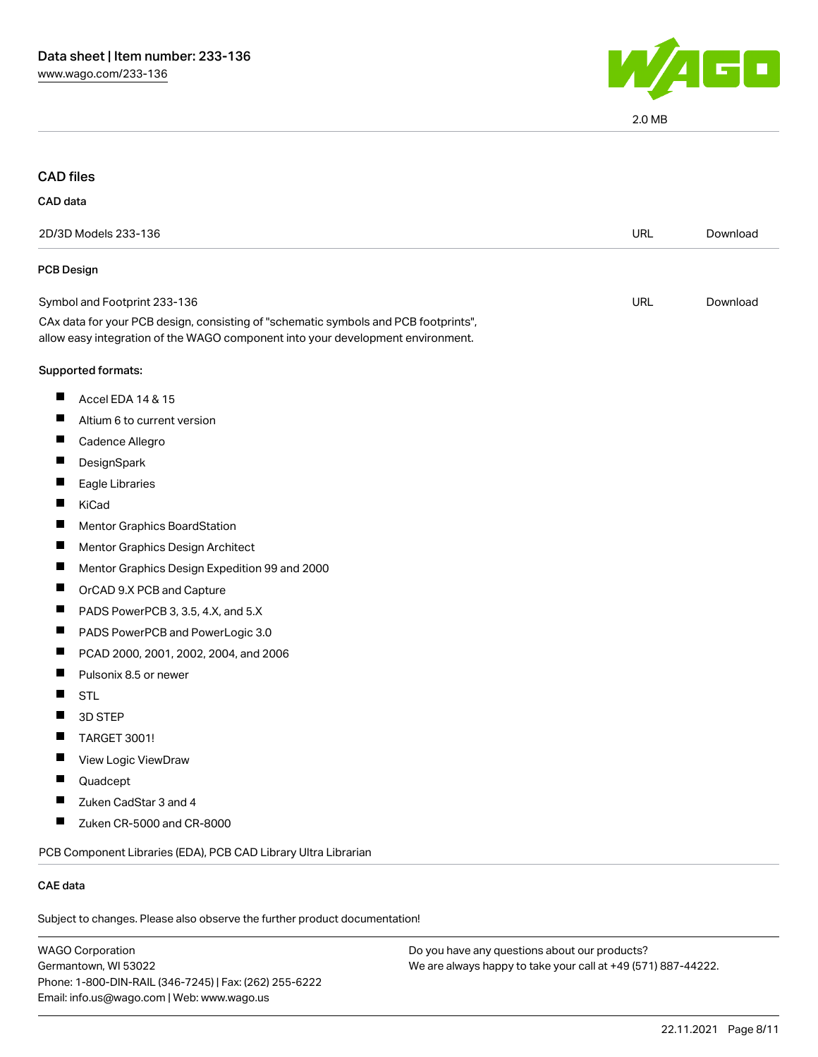2.0 MB

## CAD files

### CAD data

| 2D/3D Models 233-136 | URL | Download |
| --- | --- | --- |

### PCB Design

| Symbol and Footprint 233-136 | URL | Download |
| --- | --- | --- |

CAx data for your PCB design, consisting of "schematic symbols and PCB footprints", allow easy integration of the WAGO component into your development environment.

**Supported formats:**

- Accel EDA 14 & 15
- Altium 6 to current version
- Cadence Allegro
- DesignSpark
- Eagle Libraries
- KiCad
- Mentor Graphics BoardStation
- Mentor Graphics Design Architect
- Mentor Graphics Design Expedition 99 and 2000
- OrCAD 9.X PCB and Capture
- PADS PowerPCB 3, 3.5, 4.X, and 5.X
- PADS PowerPCB and PowerLogic 3.0
- PCAD 2000, 2001, 2002, 2004, and 2006
- Pulsonix 8.5 or newer
- STL
- 3D STEP
- TARGET 3001!
- View Logic ViewDraw
- Quadcept
- Zuken CadStar 3 and 4
- Zuken CR-5000 and CR-8000

PCB Component Libraries (EDA), PCB CAD Library Ultra Librarian

### CAE data

Subject to changes. Please also observe the further product documentation!

WAGO Corporation
Germantown, WI 53022
Phone: 1-800-DIN-RAIL (346-7245) | Fax: (262) 255-6222
Email: info.us@wago.com | Web: www.wago.us

Do you have any questions about our products?
We are always happy to take your call at +49 (571) 887-44222.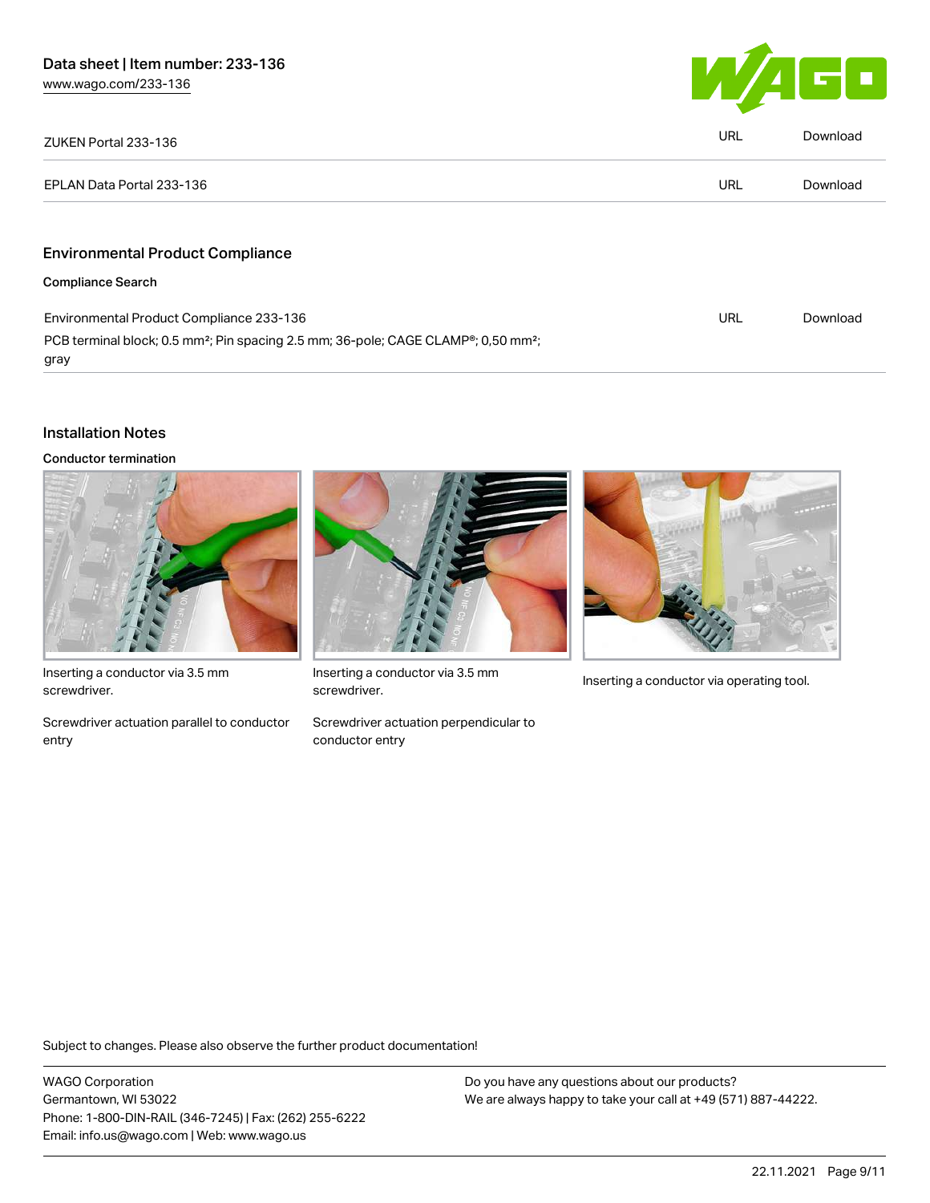| | | |
|---|---|---|
| ZUKEN Portal 233-136 | URL | Download |
| EPLAN Data Portal 233-136 | URL | Download |

## Environmental Product Compliance

### Compliance Search

| | | |
|---|---|---|
| Environmental Product Compliance 233-136<br>PCB terminal block; 0.5 mm²; Pin spacing 2.5 mm; 36-pole; CAGE CLAMP®; 0,50 mm²; gray | URL | Download |

## Installation Notes

### Conductor termination

Inserting a conductor via 3.5 mm screwdriver.

Screwdriver actuation parallel to conductor entry

Inserting a conductor via 3.5 mm screwdriver.

Screwdriver actuation perpendicular to conductor entry

Inserting a conductor via operating tool.

Subject to changes. Please also observe the further product documentation!

WAGO Corporation
Germantown, WI 53022
Phone: 1-800-DIN-RAIL (346-7245) | Fax: (262) 255-6222
Email: info.us@wago.com | Web: www.wago.us

Do you have any questions about our products?
We are always happy to take your call at +49 (571) 887-44222.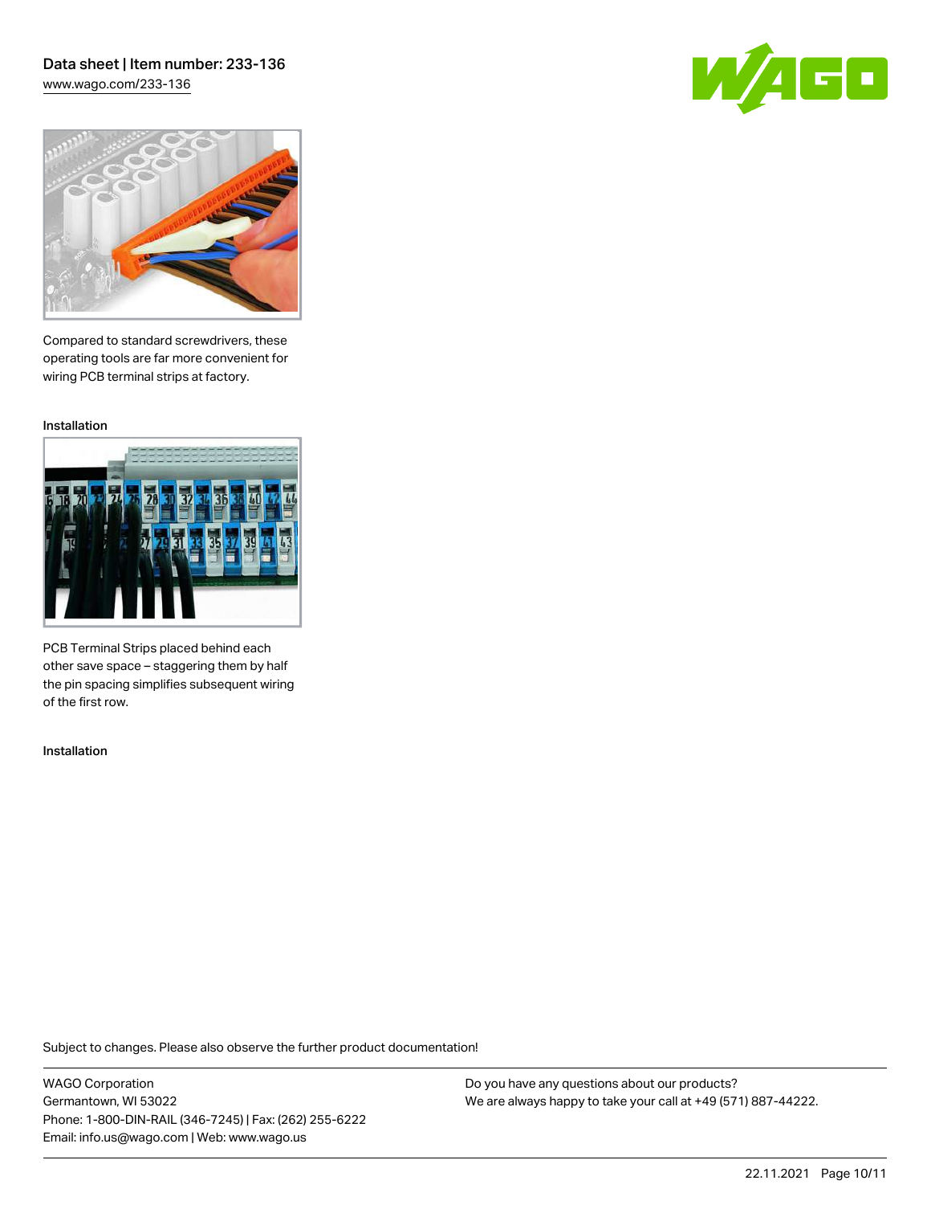Compared to standard screwdrivers, these operating tools are far more convenient for wiring PCB terminal strips at factory.

Installation

PCB Terminal Strips placed behind each other save space – staggering them by half the pin spacing simplifies subsequent wiring of the first row.

Installation

Subject to changes. Please also observe the further product documentation!

WAGO Corporation
Germantown, WI 53022
Phone: 1-800-DIN-RAIL (346-7245) | Fax: (262) 255-6222
Email: info.us@wago.com | Web: www.wago.us

Do you have any questions about our products?
We are always happy to take your call at +49 (571) 887-44222.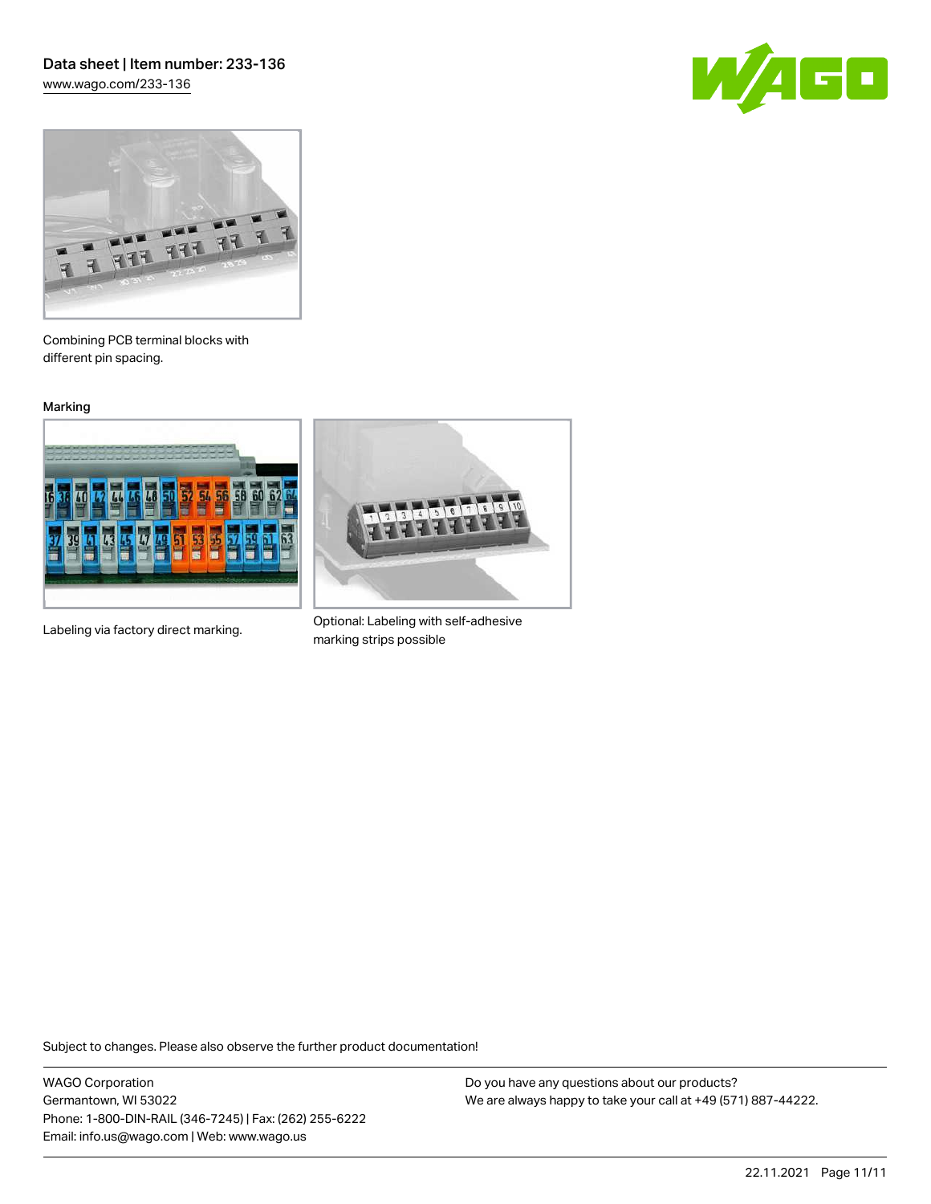Combining PCB terminal blocks with different pin spacing.

Marking

Labeling via factory direct marking.

Optional: Labeling with self-adhesive marking strips possible

Subject to changes. Please also observe the further product documentation!

WAGO Corporation
Germantown, WI 53022
Phone: 1-800-DIN-RAIL (346-7245) | Fax: (262) 255-6222
Email: info.us@wago.com | Web: www.wago.us

Do you have any questions about our products?
We are always happy to take your call at +49 (571) 887-44222.